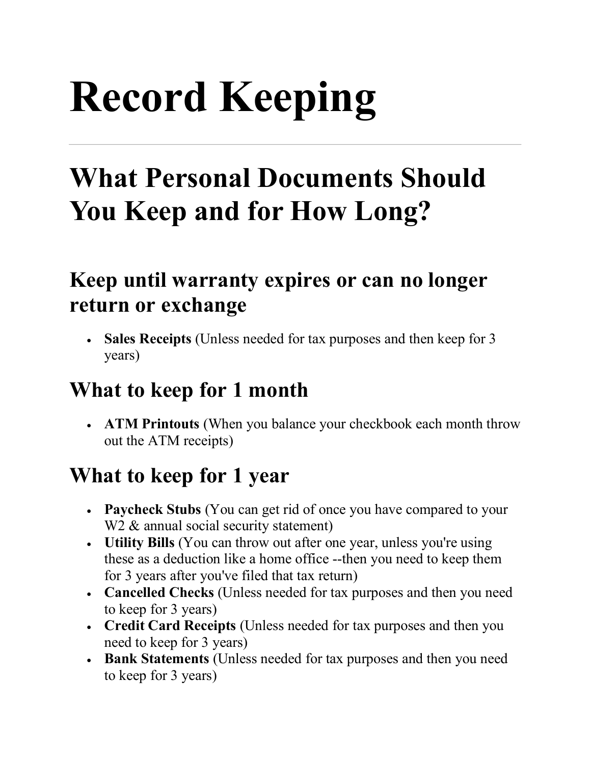# Record Keeping

---

## What Personal Documents Should You Keep and for How Long?

### Keep until warranty expires or can no longer return or exchange

- **Sales Receipts** (Unless needed for tax purposes and then keep for 3 years)

### What to keep for 1 month

- **ATM Printouts** (When you balance your checkbook each month throw out the ATM receipts)

### What to keep for 1 year

- **Paycheck Stubs** (You can get rid of once you have compared to your W2 & annual social security statement)
- **Utility Bills** (You can throw out after one year, unless you're using these as a deduction like a home office --then you need to keep them for 3 years after you've filed that tax return)
- **Cancelled Checks** (Unless needed for tax purposes and then you need to keep for 3 years)
- **Credit Card Receipts** (Unless needed for tax purposes and then you need to keep for 3 years)
- **Bank Statements** (Unless needed for tax purposes and then you need to keep for 3 years)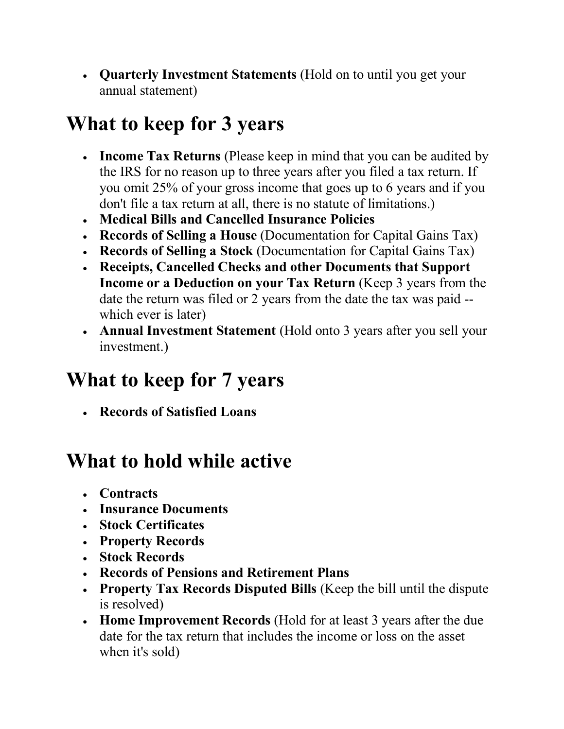- **Quarterly Investment Statements** (Hold on to until you get your annual statement)

# What to keep for 3 years

- **Income Tax Returns** (Please keep in mind that you can be audited by the IRS for no reason up to three years after you filed a tax return. If you omit 25% of your gross income that goes up to 6 years and if you don't file a tax return at all, there is no statute of limitations.)
- **Medical Bills and Cancelled Insurance Policies**
- **Records of Selling a House** (Documentation for Capital Gains Tax)
- **Records of Selling a Stock** (Documentation for Capital Gains Tax)
- **Receipts, Cancelled Checks and other Documents that Support Income or a Deduction on your Tax Return** (Keep 3 years from the date the return was filed or 2 years from the date the tax was paid -- which ever is later)
- **Annual Investment Statement** (Hold onto 3 years after you sell your investment.)

# What to keep for 7 years

- **Records of Satisfied Loans**

# What to hold while active

- **Contracts**
- **Insurance Documents**
- **Stock Certificates**
- **Property Records**
- **Stock Records**
- **Records of Pensions and Retirement Plans**
- **Property Tax Records Disputed Bills** (Keep the bill until the dispute is resolved)
- **Home Improvement Records** (Hold for at least 3 years after the due date for the tax return that includes the income or loss on the asset when it's sold)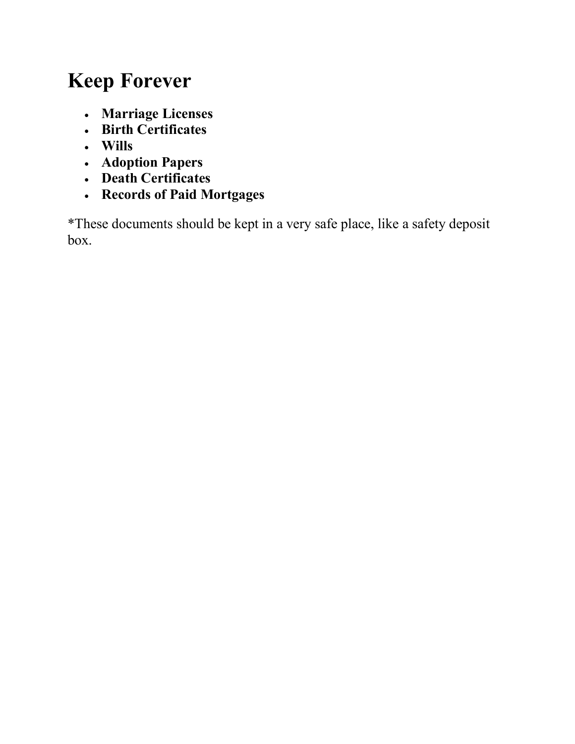# Keep Forever

- **Marriage Licenses**
- **Birth Certificates**
- **Wills**
- **Adoption Papers**
- **Death Certificates**
- **Records of Paid Mortgages**

*These documents should be kept in a very safe place, like a safety deposit box.